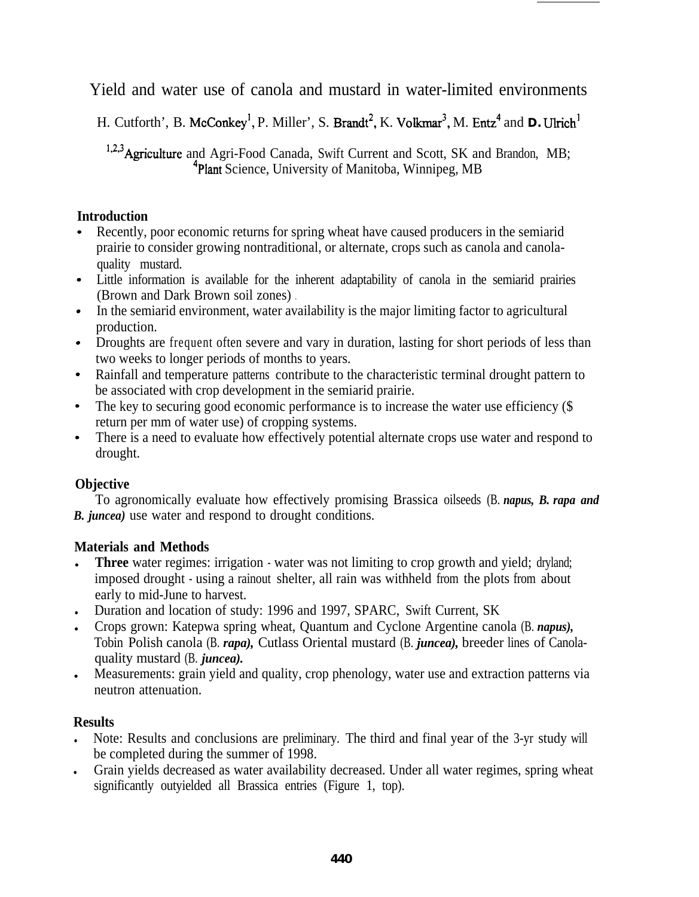# Yield and water use of canola and mustard in water-limited environments

H. Cutforth[1], B. McConkey[1], P. Miller[1], S. Brandt[2], K. Volkmar[3], M. Entz[4] and D. Ulrich[1]

[1,2,3]Agriculture and Agri-Food Canada, Swift Current and Scott, SK and Brandon, MB;
[4]Plant Science, University of Manitoba, Winnipeg, MB

## Introduction

- Recently, poor economic returns for spring wheat have caused producers in the semiarid prairie to consider growing nontraditional, or alternate, crops such as canola and canola-quality mustard.
- Little information is available for the inherent adaptability of canola in the semiarid prairies (Brown and Dark Brown soil zones) .
- In the semiarid environment, water availability is the major limiting factor to agricultural production.
- Droughts are frequent often severe and vary in duration, lasting for short periods of less than two weeks to longer periods of months to years.
- Rainfall and temperature patterns contribute to the characteristic terminal drought pattern to be associated with crop development in the semiarid prairie.
- The key to securing good economic performance is to increase the water use efficiency ($ return per mm of water use) of cropping systems.
- There is a need to evaluate how effectively potential alternate crops use water and respond to drought.

## Objective

To agronomically evaluate how effectively promising Brassica oilseeds (*B. napus, B. rapa and B. juncea)* use water and respond to drought conditions.

## Materials and Methods

- **Three** water regimes: irrigation - water was not limiting to crop growth and yield; dryland; imposed drought - using a rainout shelter, all rain was withheld from the plots from about early to mid-June to harvest.
- Duration and location of study: 1996 and 1997, SPARC, Swift Current, SK
- Crops grown: Katepwa spring wheat, Quantum and Cyclone Argentine canola (*B. napus),* Tobin Polish canola (*B. rapa),* Cutlass Oriental mustard (*B. juncea),* breeder lines of Canola-quality mustard (*B. juncea).*
- Measurements: grain yield and quality, crop phenology, water use and extraction patterns via neutron attenuation.

## Results

- Note: Results and conclusions are preliminary. The third and final year of the 3-yr study will be completed during the summer of 1998.
- Grain yields decreased as water availability decreased. Under all water regimes, spring wheat significantly outyielded all Brassica entries (Figure 1, top).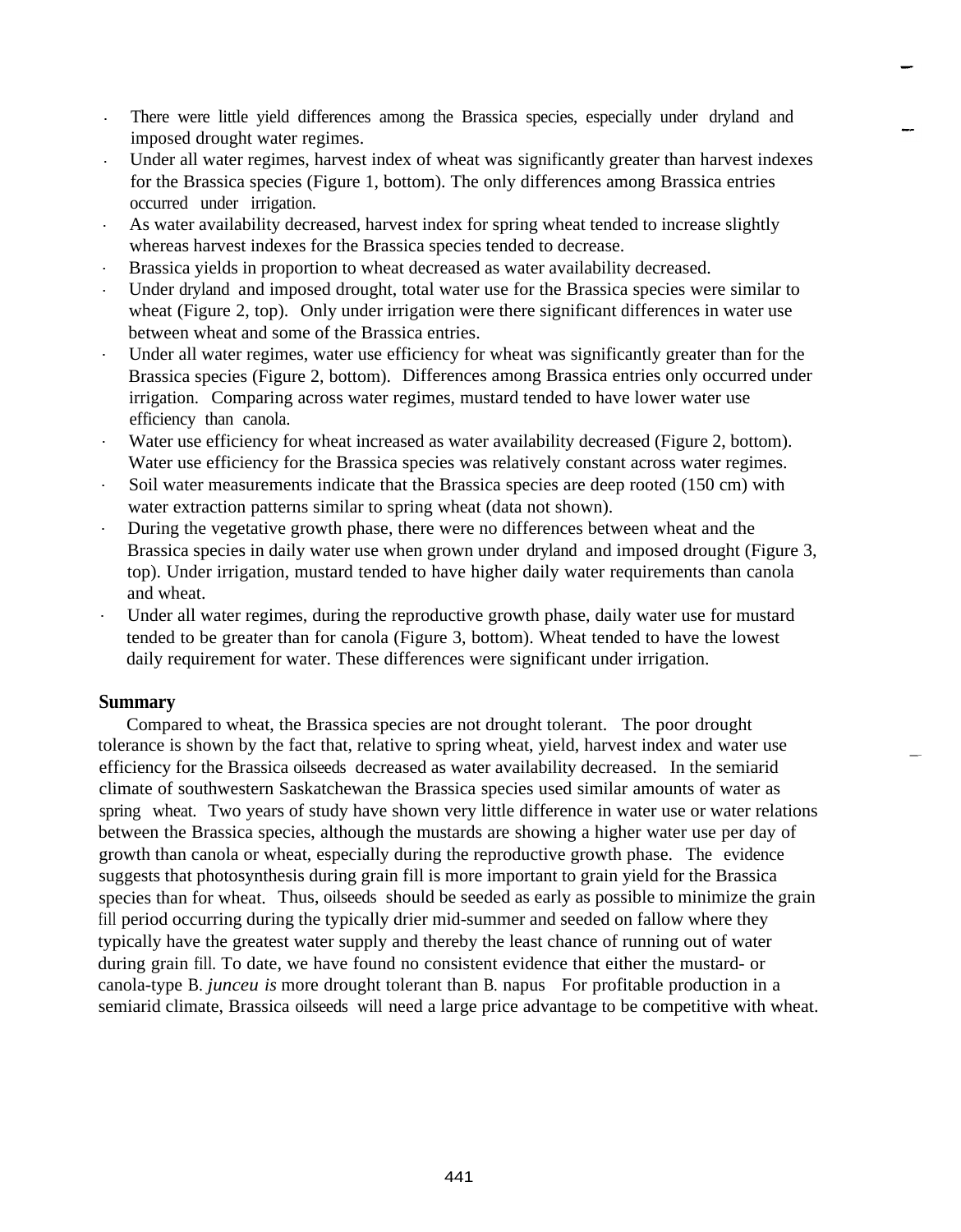- There were little yield differences among the Brassica species, especially under dryland and imposed drought water regimes.
- Under all water regimes, harvest index of wheat was significantly greater than harvest indexes for the Brassica species (Figure 1, bottom). The only differences among Brassica entries occurred under irrigation.
- As water availability decreased, harvest index for spring wheat tended to increase slightly whereas harvest indexes for the Brassica species tended to decrease.
- Brassica yields in proportion to wheat decreased as water availability decreased.
- Under dryland and imposed drought, total water use for the Brassica species were similar to wheat (Figure 2, top). Only under irrigation were there significant differences in water use between wheat and some of the Brassica entries.
- Under all water regimes, water use efficiency for wheat was significantly greater than for the Brassica species (Figure 2, bottom). Differences among Brassica entries only occurred under irrigation. Comparing across water regimes, mustard tended to have lower water use efficiency than canola.
- Water use efficiency for wheat increased as water availability decreased (Figure 2, bottom). Water use efficiency for the Brassica species was relatively constant across water regimes.
- Soil water measurements indicate that the Brassica species are deep rooted (150 cm) with water extraction patterns similar to spring wheat (data not shown).
- During the vegetative growth phase, there were no differences between wheat and the Brassica species in daily water use when grown under dryland and imposed drought (Figure 3, top). Under irrigation, mustard tended to have higher daily water requirements than canola and wheat.
- Under all water regimes, during the reproductive growth phase, daily water use for mustard tended to be greater than for canola (Figure 3, bottom). Wheat tended to have the lowest daily requirement for water. These differences were significant under irrigation.

**Summary**

Compared to wheat, the Brassica species are not drought tolerant. The poor drought tolerance is shown by the fact that, relative to spring wheat, yield, harvest index and water use efficiency for the Brassica oilseeds decreased as water availability decreased. In the semiarid climate of southwestern Saskatchewan the Brassica species used similar amounts of water as spring wheat. Two years of study have shown very little difference in water use or water relations between the Brassica species, although the mustards are showing a higher water use per day of growth than canola or wheat, especially during the reproductive growth phase. The evidence suggests that photosynthesis during grain fill is more important to grain yield for the Brassica species than for wheat. Thus, oilseeds should be seeded as early as possible to minimize the grain fill period occurring during the typically drier mid-summer and seeded on fallow where they typically have the greatest water supply and thereby the least chance of running out of water during grain fill. To date, we have found no consistent evidence that either the mustard- or canola-type B. *junceu is* more drought tolerant than B. napus For profitable production in a semiarid climate, Brassica oilseeds will need a large price advantage to be competitive with wheat.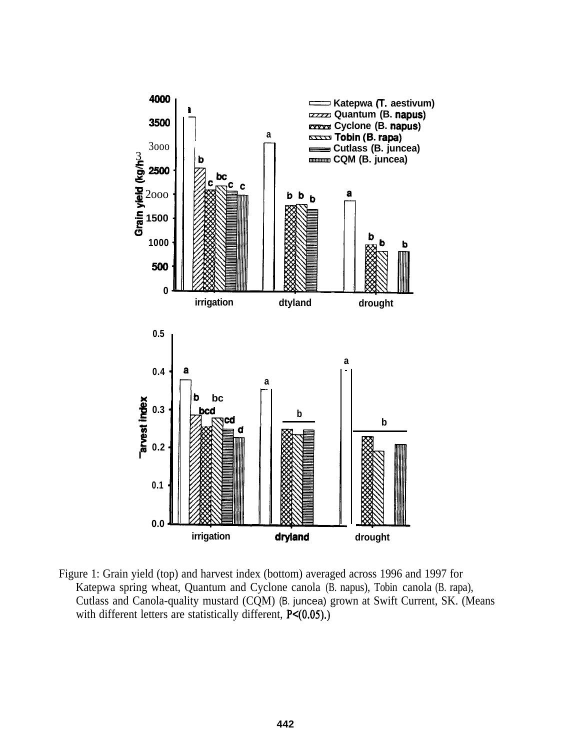Figure 1: Grain yield (top) and harvest index (bottom) averaged across 1996 and 1997 for Katepwa spring wheat, Quantum and Cyclone canola (B. napus), Tobin canola (B. rapa), Cutlass and Canola-quality mustard (CQM) (B. juncea) grown at Swift Current, SK. (Means with different letters are statistically different, $P<(0.05)$.)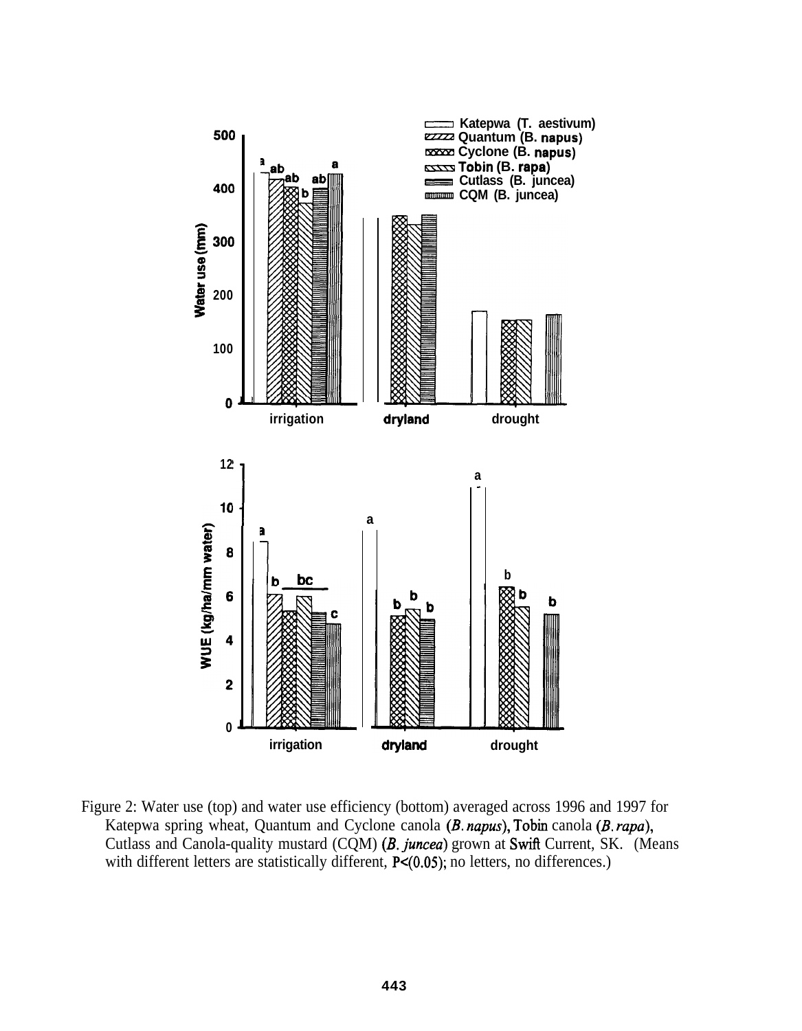Figure 2: Water use (top) and water use efficiency (bottom) averaged across 1996 and 1997 for Katepwa spring wheat, Quantum and Cyclone canola (*B. napus*), Tobin canola (*B. rapa*), Cutlass and Canola-quality mustard (CQM) (*B. juncea*) grown at Swift Current, SK. (Means with different letters are statistically different, $P<(0.05)$; no letters, no differences.)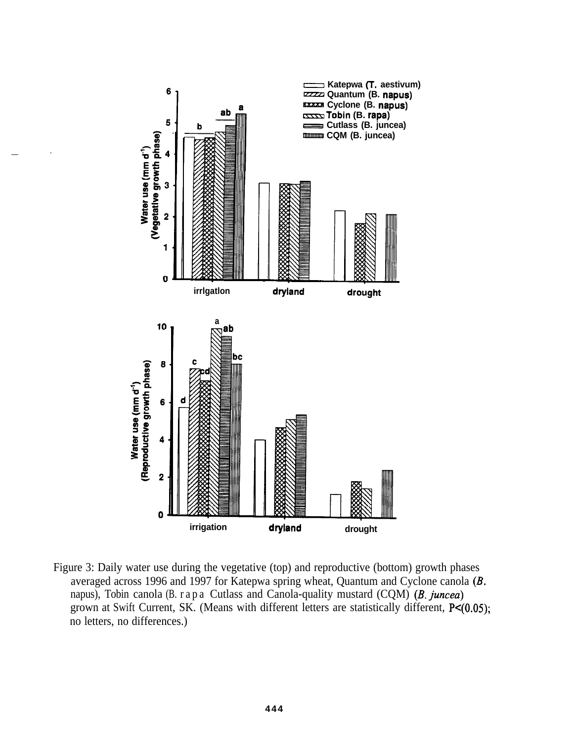Katepwa (T. aestivum)
Quantum (B. napus)
Cyclone (B. napus)
Tobin (B. rapa)
Cutlass (B. juncea)
CQM (B. juncea)

Water use (mm d$^{-1}$) (Vegetative growth phase)

6
5
4
3
2
1
0

b
ab
a

irrigation
dryland
drought

Water use (mm d$^{-1}$) (Reproductive growth phase)

10
8
6
4
2
0

a
ab
bc
c
cd
d

irrigation
dryland
drought

Figure 3: Daily water use during the vegetative (top) and reproductive (bottom) growth phases averaged across 1996 and 1997 for Katepwa spring wheat, Quantum and Cyclone canola (*B. napus*), Tobin canola (B. rapa Cutlass and Canola-quality mustard (CQM) (*B. juncea*) grown at Swift Current, SK. (Means with different letters are statistically different, $P<(0.05)$; no letters, no differences.)